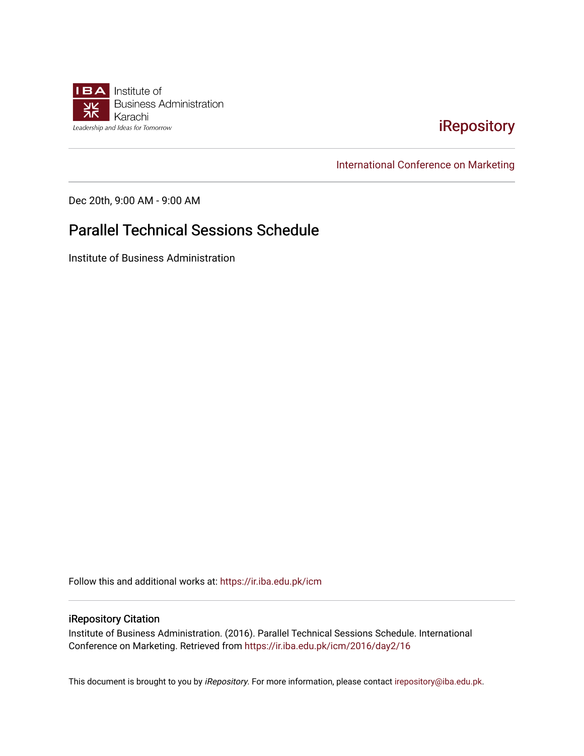Institute of Business Administration Karachi

*Leadership and Ideas for Tomorrow*

iRepository

International Conference on Marketing

Dec 20th, 9:00 AM - 9:00 AM

# Parallel Technical Sessions Schedule

Institute of Business Administration

Follow this and additional works at: https://ir.iba.edu.pk/icm

## iRepository Citation

Institute of Business Administration. (2016). Parallel Technical Sessions Schedule. International Conference on Marketing. Retrieved from https://ir.iba.edu.pk/icm/2016/day2/16

This document is brought to you by *iRepository*. For more information, please contact irepository@iba.edu.pk.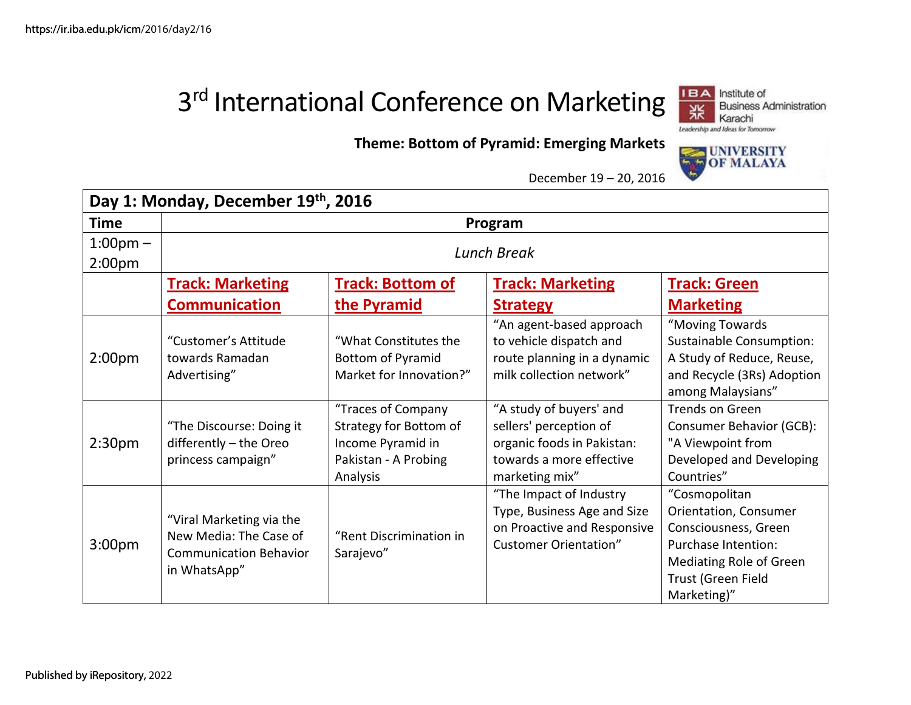# 3rd International Conference on Marketing

**Theme: Bottom of Pyramid: Emerging Markets**

December 19 – 20, 2016

| **Day 1: Monday, December 19th, 2016** | | | | |
|---|---|---|---|---|
| **Time** | **Program** | | | |
| 1:00pm – 2:00pm | *Lunch Break* | | | |
| | **Track: Marketing Communication** | **Track: Bottom of the Pyramid** | **Track: Marketing Strategy** | **Track: Green Marketing** |
| 2:00pm | "Customer's Attitude towards Ramadan Advertising" | "What Constitutes the Bottom of Pyramid Market for Innovation?" | "An agent-based approach to vehicle dispatch and route planning in a dynamic milk collection network" | "Moving Towards Sustainable Consumption: A Study of Reduce, Reuse, and Recycle (3Rs) Adoption among Malaysians" |
| 2:30pm | "The Discourse: Doing it differently – the Oreo princess campaign" | "Traces of Company Strategy for Bottom of Income Pyramid in Pakistan - A Probing Analysis | "A study of buyers' and sellers' perception of organic foods in Pakistan: towards a more effective marketing mix" | Trends on Green Consumer Behavior (GCB): "A Viewpoint from Developed and Developing Countries" |
| 3:00pm | "Viral Marketing via the New Media: The Case of Communication Behavior in WhatsApp" | "Rent Discrimination in Sarajevo" | "The Impact of Industry Type, Business Age and Size on Proactive and Responsive Customer Orientation" | "Cosmopolitan Orientation, Consumer Consciousness, Green Purchase Intention: Mediating Role of Green Trust (Green Field Marketing)" |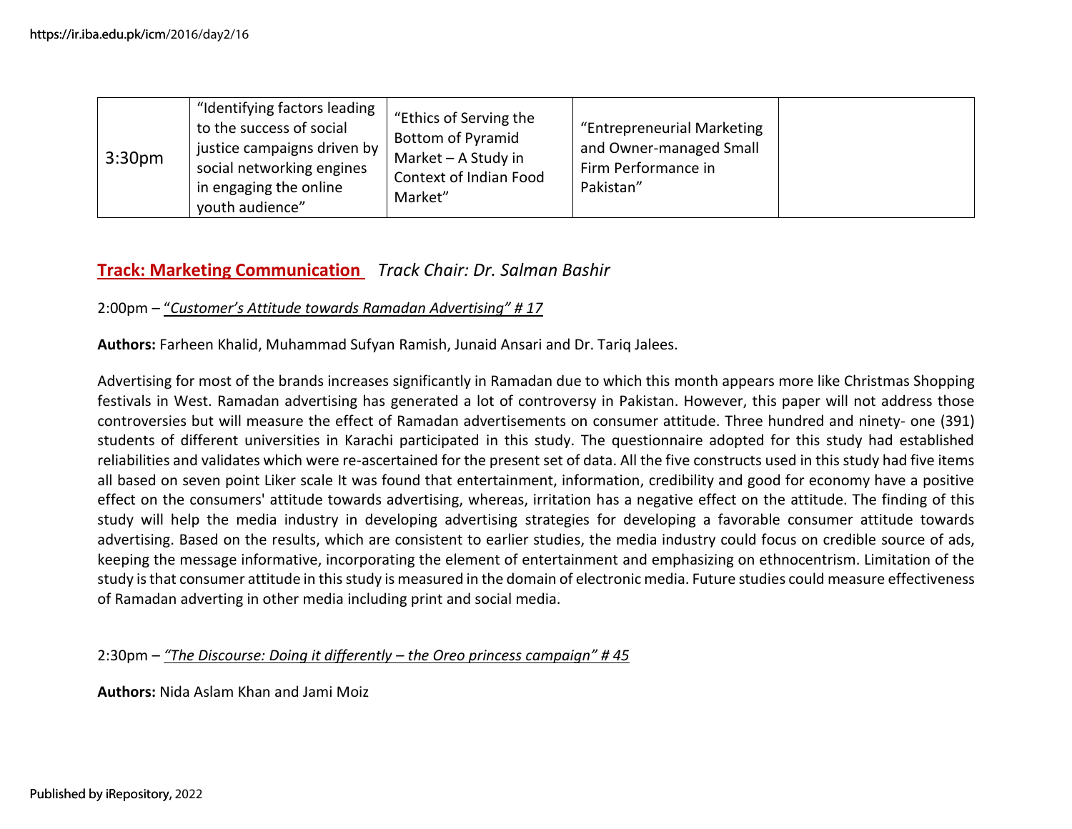| 3:30pm | "Identifying factors leading to the success of social justice campaigns driven by social networking engines in engaging the online youth audience" | "Ethics of Serving the Bottom of Pyramid Market – A Study in Context of Indian Food Market" | "Entrepreneurial Marketing and Owner-managed Small Firm Performance in Pakistan" | |
|---|---|---|---|---|

## Track: Marketing Communication *Track Chair: Dr. Salman Bashir*

2:00pm – "*Customer's Attitude towards Ramadan Advertising" # 17*

**Authors:** Farheen Khalid, Muhammad Sufyan Ramish, Junaid Ansari and Dr. Tariq Jalees.

Advertising for most of the brands increases significantly in Ramadan due to which this month appears more like Christmas Shopping festivals in West. Ramadan advertising has generated a lot of controversy in Pakistan. However, this paper will not address those controversies but will measure the effect of Ramadan advertisements on consumer attitude. Three hundred and ninety- one (391) students of different universities in Karachi participated in this study. The questionnaire adopted for this study had established reliabilities and validates which were re-ascertained for the present set of data. All the five constructs used in this study had five items all based on seven point Liker scale It was found that entertainment, information, credibility and good for economy have a positive effect on the consumers' attitude towards advertising, whereas, irritation has a negative effect on the attitude. The finding of this study will help the media industry in developing advertising strategies for developing a favorable consumer attitude towards advertising. Based on the results, which are consistent to earlier studies, the media industry could focus on credible source of ads, keeping the message informative, incorporating the element of entertainment and emphasizing on ethnocentrism. Limitation of the study is that consumer attitude in this study is measured in the domain of electronic media. Future studies could measure effectiveness of Ramadan adverting in other media including print and social media.

2:30pm – *"The Discourse: Doing it differently – the Oreo princess campaign" # 45*

**Authors:** Nida Aslam Khan and Jami Moiz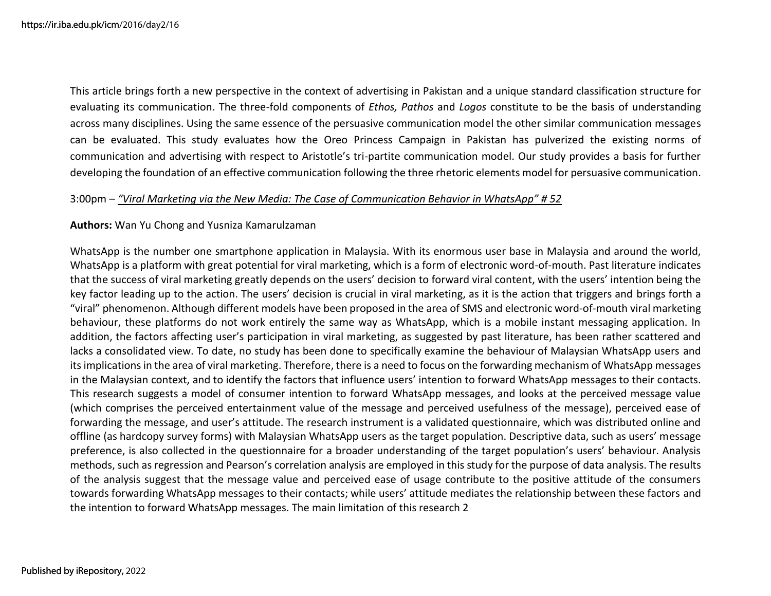This article brings forth a new perspective in the context of advertising in Pakistan and a unique standard classification structure for evaluating its communication. The three-fold components of *Ethos, Pathos* and *Logos* constitute to be the basis of understanding across many disciplines. Using the same essence of the persuasive communication model the other similar communication messages can be evaluated. This study evaluates how the Oreo Princess Campaign in Pakistan has pulverized the existing norms of communication and advertising with respect to Aristotle's tri-partite communication model. Our study provides a basis for further developing the foundation of an effective communication following the three rhetoric elements model for persuasive communication.

3:00pm – *"Viral Marketing via the New Media: The Case of Communication Behavior in WhatsApp" # 52*

**Authors:** Wan Yu Chong and Yusniza Kamarulzaman

WhatsApp is the number one smartphone application in Malaysia. With its enormous user base in Malaysia and around the world, WhatsApp is a platform with great potential for viral marketing, which is a form of electronic word-of-mouth. Past literature indicates that the success of viral marketing greatly depends on the users' decision to forward viral content, with the users' intention being the key factor leading up to the action. The users' decision is crucial in viral marketing, as it is the action that triggers and brings forth a "viral" phenomenon. Although different models have been proposed in the area of SMS and electronic word-of-mouth viral marketing behaviour, these platforms do not work entirely the same way as WhatsApp, which is a mobile instant messaging application. In addition, the factors affecting user's participation in viral marketing, as suggested by past literature, has been rather scattered and lacks a consolidated view. To date, no study has been done to specifically examine the behaviour of Malaysian WhatsApp users and its implications in the area of viral marketing. Therefore, there is a need to focus on the forwarding mechanism of WhatsApp messages in the Malaysian context, and to identify the factors that influence users' intention to forward WhatsApp messages to their contacts. This research suggests a model of consumer intention to forward WhatsApp messages, and looks at the perceived message value (which comprises the perceived entertainment value of the message and perceived usefulness of the message), perceived ease of forwarding the message, and user's attitude. The research instrument is a validated questionnaire, which was distributed online and offline (as hardcopy survey forms) with Malaysian WhatsApp users as the target population. Descriptive data, such as users' message preference, is also collected in the questionnaire for a broader understanding of the target population's users' behaviour. Analysis methods, such as regression and Pearson's correlation analysis are employed in this study for the purpose of data analysis. The results of the analysis suggest that the message value and perceived ease of usage contribute to the positive attitude of the consumers towards forwarding WhatsApp messages to their contacts; while users' attitude mediates the relationship between these factors and the intention to forward WhatsApp messages. The main limitation of this research 2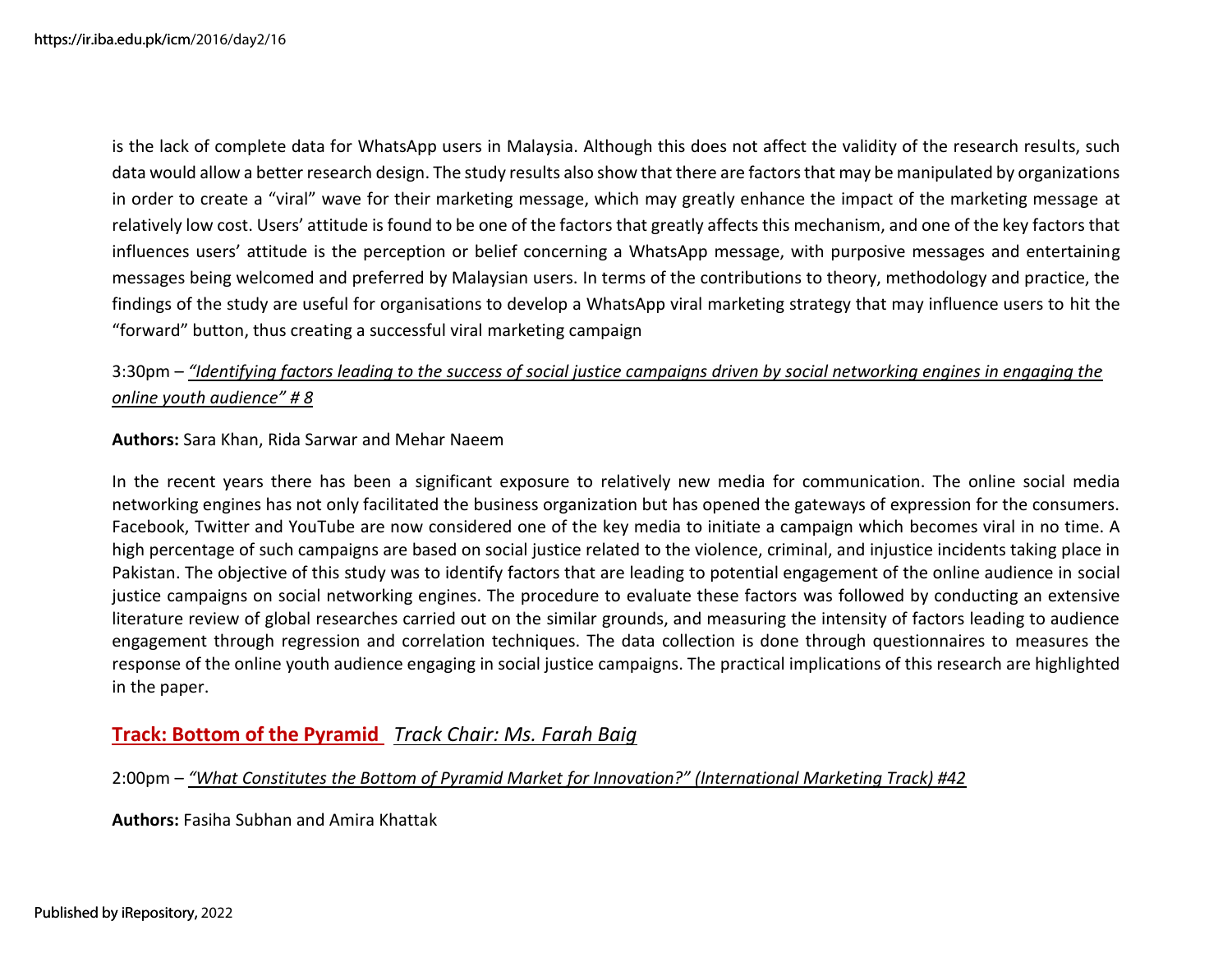is the lack of complete data for WhatsApp users in Malaysia. Although this does not affect the validity of the research results, such data would allow a better research design. The study results also show that there are factors that may be manipulated by organizations in order to create a "viral" wave for their marketing message, which may greatly enhance the impact of the marketing message at relatively low cost. Users' attitude is found to be one of the factors that greatly affects this mechanism, and one of the key factors that influences users' attitude is the perception or belief concerning a WhatsApp message, with purposive messages and entertaining messages being welcomed and preferred by Malaysian users. In terms of the contributions to theory, methodology and practice, the findings of the study are useful for organisations to develop a WhatsApp viral marketing strategy that may influence users to hit the "forward" button, thus creating a successful viral marketing campaign

3:30pm – *"Identifying factors leading to the success of social justice campaigns driven by social networking engines in engaging the online youth audience" # 8*

**Authors:** Sara Khan, Rida Sarwar and Mehar Naeem

In the recent years there has been a significant exposure to relatively new media for communication. The online social media networking engines has not only facilitated the business organization but has opened the gateways of expression for the consumers. Facebook, Twitter and YouTube are now considered one of the key media to initiate a campaign which becomes viral in no time. A high percentage of such campaigns are based on social justice related to the violence, criminal, and injustice incidents taking place in Pakistan. The objective of this study was to identify factors that are leading to potential engagement of the online audience in social justice campaigns on social networking engines. The procedure to evaluate these factors was followed by conducting an extensive literature review of global researches carried out on the similar grounds, and measuring the intensity of factors leading to audience engagement through regression and correlation techniques. The data collection is done through questionnaires to measures the response of the online youth audience engaging in social justice campaigns. The practical implications of this research are highlighted in the paper.

## **Track: Bottom of the Pyramid** *Track Chair: Ms. Farah Baig*

2:00pm – *"What Constitutes the Bottom of Pyramid Market for Innovation?" (International Marketing Track) #42*

**Authors:** Fasiha Subhan and Amira Khattak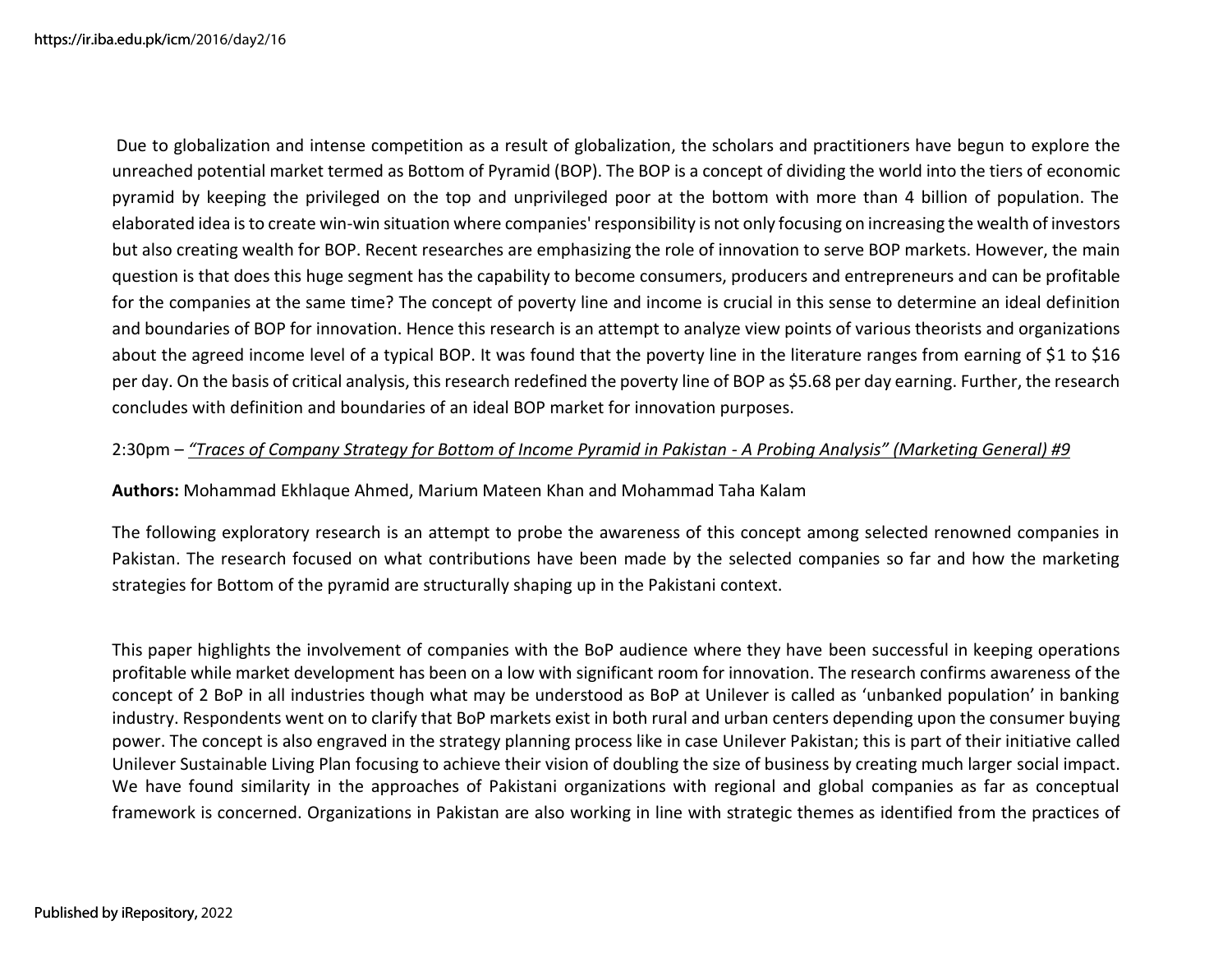Due to globalization and intense competition as a result of globalization, the scholars and practitioners have begun to explore the unreached potential market termed as Bottom of Pyramid (BOP). The BOP is a concept of dividing the world into the tiers of economic pyramid by keeping the privileged on the top and unprivileged poor at the bottom with more than 4 billion of population. The elaborated idea is to create win-win situation where companies' responsibility is not only focusing on increasing the wealth of investors but also creating wealth for BOP. Recent researches are emphasizing the role of innovation to serve BOP markets. However, the main question is that does this huge segment has the capability to become consumers, producers and entrepreneurs and can be profitable for the companies at the same time? The concept of poverty line and income is crucial in this sense to determine an ideal definition and boundaries of BOP for innovation. Hence this research is an attempt to analyze view points of various theorists and organizations about the agreed income level of a typical BOP. It was found that the poverty line in the literature ranges from earning of $1 to $16 per day. On the basis of critical analysis, this research redefined the poverty line of BOP as $5.68 per day earning. Further, the research concludes with definition and boundaries of an ideal BOP market for innovation purposes.

2:30pm – *"Traces of Company Strategy for Bottom of Income Pyramid in Pakistan - A Probing Analysis" (Marketing General) #9*

**Authors:** Mohammad Ekhlaque Ahmed, Marium Mateen Khan and Mohammad Taha Kalam

The following exploratory research is an attempt to probe the awareness of this concept among selected renowned companies in Pakistan. The research focused on what contributions have been made by the selected companies so far and how the marketing strategies for Bottom of the pyramid are structurally shaping up in the Pakistani context.

This paper highlights the involvement of companies with the BoP audience where they have been successful in keeping operations profitable while market development has been on a low with significant room for innovation. The research confirms awareness of the concept of 2 BoP in all industries though what may be understood as BoP at Unilever is called as 'unbanked population' in banking industry. Respondents went on to clarify that BoP markets exist in both rural and urban centers depending upon the consumer buying power. The concept is also engraved in the strategy planning process like in case Unilever Pakistan; this is part of their initiative called Unilever Sustainable Living Plan focusing to achieve their vision of doubling the size of business by creating much larger social impact. We have found similarity in the approaches of Pakistani organizations with regional and global companies as far as conceptual framework is concerned. Organizations in Pakistan are also working in line with strategic themes as identified from the practices of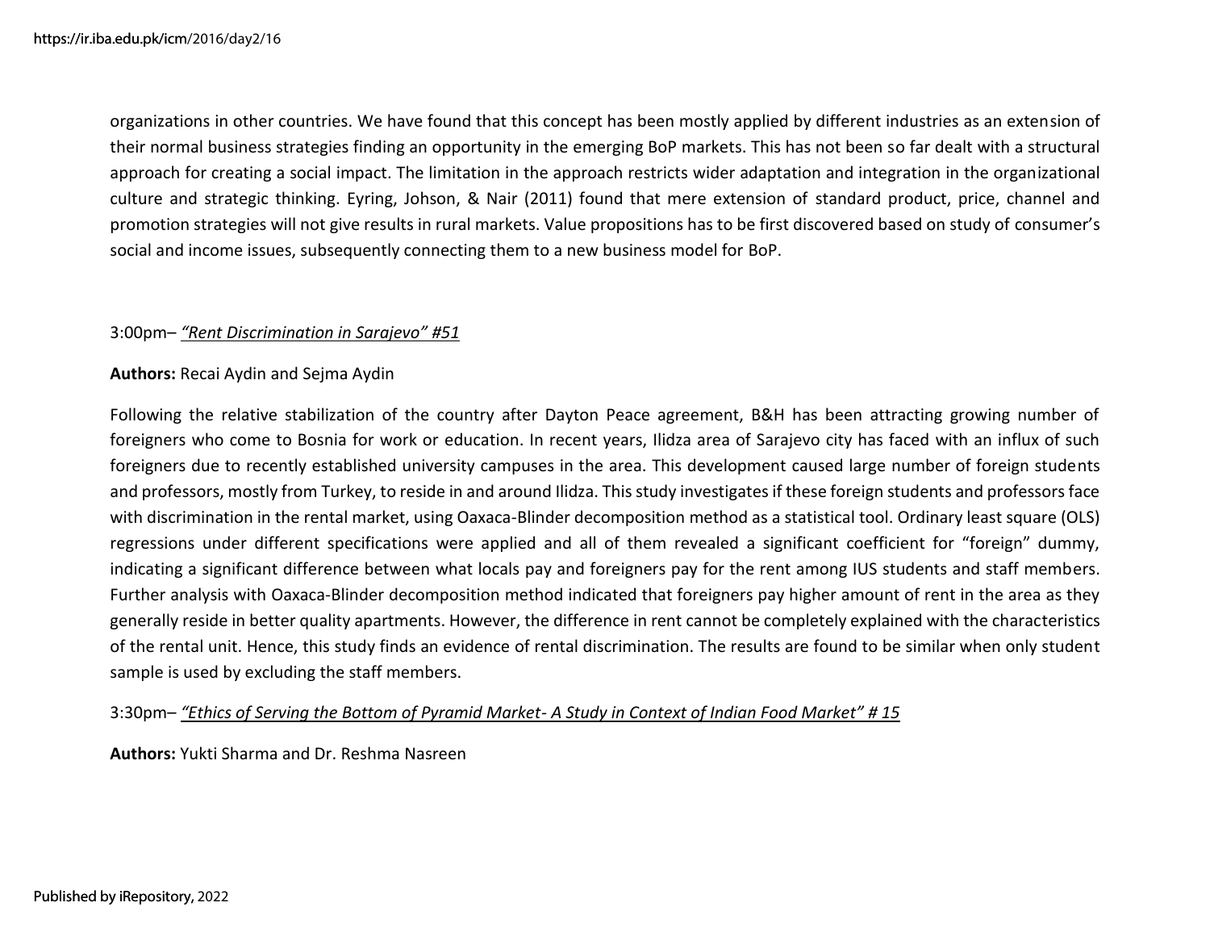organizations in other countries. We have found that this concept has been mostly applied by different industries as an extension of their normal business strategies finding an opportunity in the emerging BoP markets. This has not been so far dealt with a structural approach for creating a social impact. The limitation in the approach restricts wider adaptation and integration in the organizational culture and strategic thinking. Eyring, Johson, & Nair (2011) found that mere extension of standard product, price, channel and promotion strategies will not give results in rural markets. Value propositions has to be first discovered based on study of consumer's social and income issues, subsequently connecting them to a new business model for BoP.

3:00pm– *"Rent Discrimination in Sarajevo" #51*

**Authors:** Recai Aydin and Sejma Aydin

Following the relative stabilization of the country after Dayton Peace agreement, B&H has been attracting growing number of foreigners who come to Bosnia for work or education. In recent years, Ilidza area of Sarajevo city has faced with an influx of such foreigners due to recently established university campuses in the area. This development caused large number of foreign students and professors, mostly from Turkey, to reside in and around Ilidza. This study investigates if these foreign students and professors face with discrimination in the rental market, using Oaxaca-Blinder decomposition method as a statistical tool. Ordinary least square (OLS) regressions under different specifications were applied and all of them revealed a significant coefficient for "foreign" dummy, indicating a significant difference between what locals pay and foreigners pay for the rent among IUS students and staff members. Further analysis with Oaxaca-Blinder decomposition method indicated that foreigners pay higher amount of rent in the area as they generally reside in better quality apartments. However, the difference in rent cannot be completely explained with the characteristics of the rental unit. Hence, this study finds an evidence of rental discrimination. The results are found to be similar when only student sample is used by excluding the staff members.

3:30pm– *"Ethics of Serving the Bottom of Pyramid Market- A Study in Context of Indian Food Market" # 15*

**Authors:** Yukti Sharma and Dr. Reshma Nasreen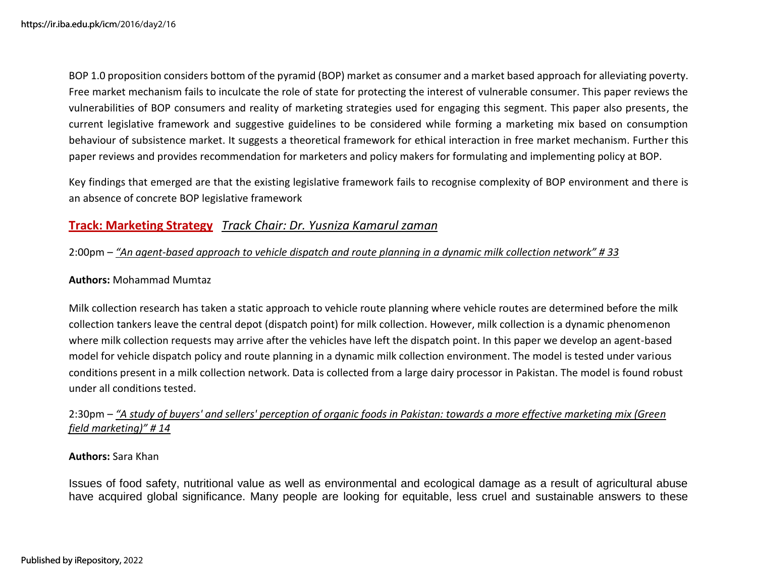BOP 1.0 proposition considers bottom of the pyramid (BOP) market as consumer and a market based approach for alleviating poverty. Free market mechanism fails to inculcate the role of state for protecting the interest of vulnerable consumer. This paper reviews the vulnerabilities of BOP consumers and reality of marketing strategies used for engaging this segment. This paper also presents, the current legislative framework and suggestive guidelines to be considered while forming a marketing mix based on consumption behaviour of subsistence market. It suggests a theoretical framework for ethical interaction in free market mechanism. Further this paper reviews and provides recommendation for marketers and policy makers for formulating and implementing policy at BOP.

Key findings that emerged are that the existing legislative framework fails to recognise complexity of BOP environment and there is an absence of concrete BOP legislative framework

## Track: Marketing Strategy *Track Chair: Dr. Yusniza Kamarul zaman*

2:00pm – *"An agent-based approach to vehicle dispatch and route planning in a dynamic milk collection network" # 33*

**Authors:** Mohammad Mumtaz

Milk collection research has taken a static approach to vehicle route planning where vehicle routes are determined before the milk collection tankers leave the central depot (dispatch point) for milk collection. However, milk collection is a dynamic phenomenon where milk collection requests may arrive after the vehicles have left the dispatch point. In this paper we develop an agent-based model for vehicle dispatch policy and route planning in a dynamic milk collection environment. The model is tested under various conditions present in a milk collection network. Data is collected from a large dairy processor in Pakistan. The model is found robust under all conditions tested.

2:30pm – *"A study of buyers' and sellers' perception of organic foods in Pakistan: towards a more effective marketing mix (Green field marketing)" # 14*

**Authors:** Sara Khan

Issues of food safety, nutritional value as well as environmental and ecological damage as a result of agricultural abuse have acquired global significance. Many people are looking for equitable, less cruel and sustainable answers to these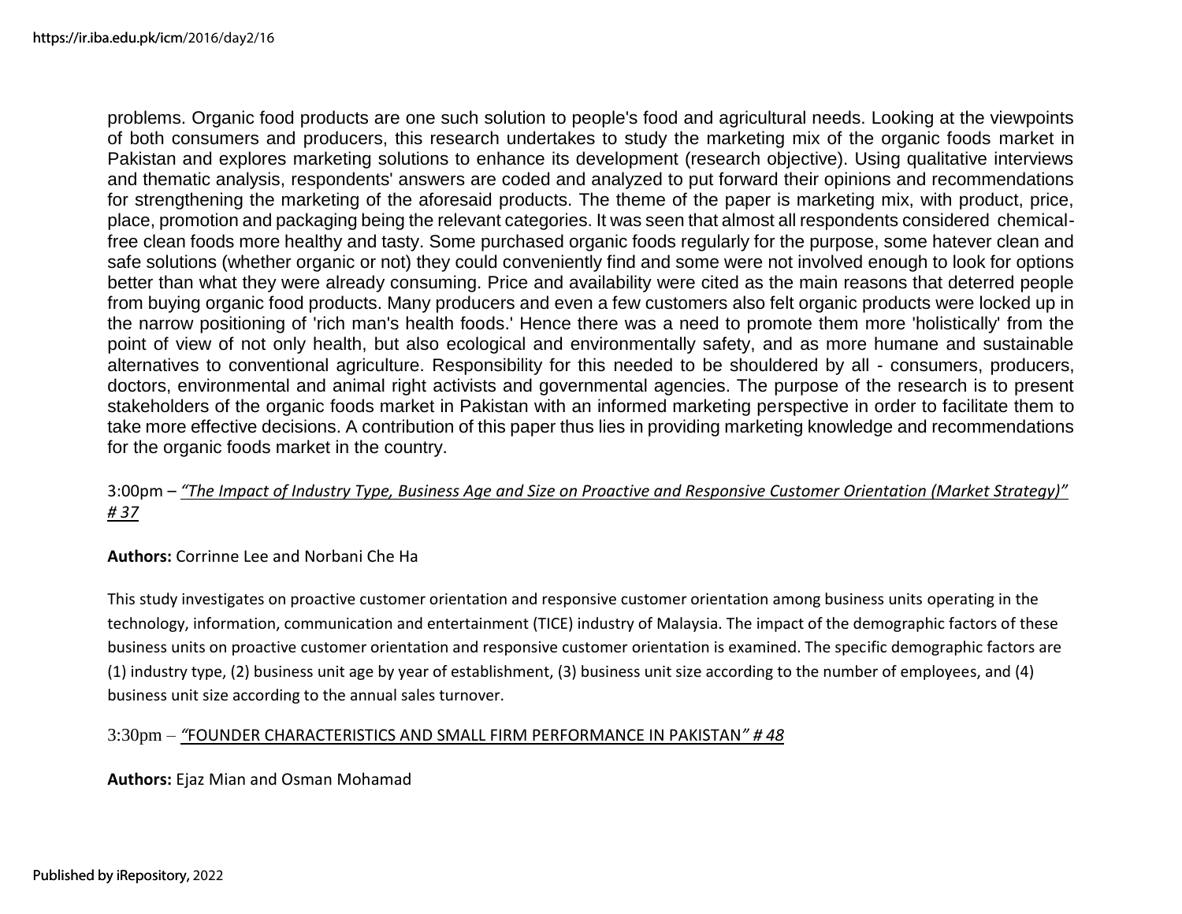problems. Organic food products are one such solution to people's food and agricultural needs. Looking at the viewpoints of both consumers and producers, this research undertakes to study the marketing mix of the organic foods market in Pakistan and explores marketing solutions to enhance its development (research objective). Using qualitative interviews and thematic analysis, respondents' answers are coded and analyzed to put forward their opinions and recommendations for strengthening the marketing of the aforesaid products. The theme of the paper is marketing mix, with product, price, place, promotion and packaging being the relevant categories. It was seen that almost all respondents considered chemical-free clean foods more healthy and tasty. Some purchased organic foods regularly for the purpose, some hatever clean and safe solutions (whether organic or not) they could conveniently find and some were not involved enough to look for options better than what they were already consuming. Price and availability were cited as the main reasons that deterred people from buying organic food products. Many producers and even a few customers also felt organic products were locked up in the narrow positioning of 'rich man's health foods.' Hence there was a need to promote them more 'holistically' from the point of view of not only health, but also ecological and environmentally safety, and as more humane and sustainable alternatives to conventional agriculture. Responsibility for this needed to be shouldered by all - consumers, producers, doctors, environmental and animal right activists and governmental agencies. The purpose of the research is to present stakeholders of the organic foods market in Pakistan with an informed marketing perspective in order to facilitate them to take more effective decisions. A contribution of this paper thus lies in providing marketing knowledge and recommendations for the organic foods market in the country.

3:00pm – *"The Impact of Industry Type, Business Age and Size on Proactive and Responsive Customer Orientation (Market Strategy)" # 37*

**Authors:** Corrinne Lee and Norbani Che Ha

This study investigates on proactive customer orientation and responsive customer orientation among business units operating in the technology, information, communication and entertainment (TICE) industry of Malaysia. The impact of the demographic factors of these business units on proactive customer orientation and responsive customer orientation is examined. The specific demographic factors are (1) industry type, (2) business unit age by year of establishment, (3) business unit size according to the number of employees, and (4) business unit size according to the annual sales turnover.

3:30pm – "FOUNDER CHARACTERISTICS AND SMALL FIRM PERFORMANCE IN PAKISTAN" # 48

**Authors:** Ejaz Mian and Osman Mohamad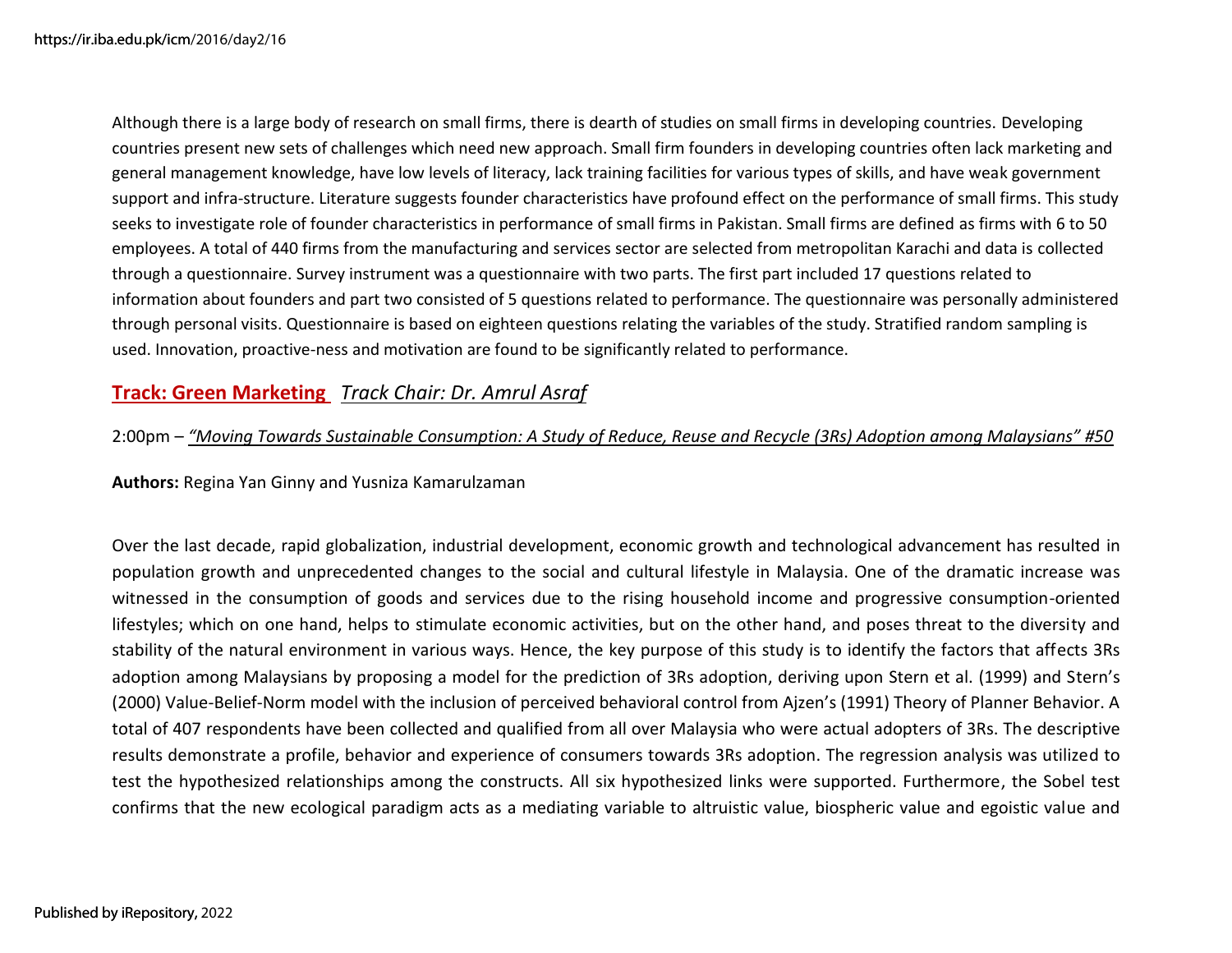Although there is a large body of research on small firms, there is dearth of studies on small firms in developing countries. Developing countries present new sets of challenges which need new approach. Small firm founders in developing countries often lack marketing and general management knowledge, have low levels of literacy, lack training facilities for various types of skills, and have weak government support and infra-structure. Literature suggests founder characteristics have profound effect on the performance of small firms. This study seeks to investigate role of founder characteristics in performance of small firms in Pakistan. Small firms are defined as firms with 6 to 50 employees. A total of 440 firms from the manufacturing and services sector are selected from metropolitan Karachi and data is collected through a questionnaire. Survey instrument was a questionnaire with two parts. The first part included 17 questions related to information about founders and part two consisted of 5 questions related to performance. The questionnaire was personally administered through personal visits. Questionnaire is based on eighteen questions relating the variables of the study. Stratified random sampling is used. Innovation, proactive-ness and motivation are found to be significantly related to performance.

## Track: Green Marketing *Track Chair: Dr. Amrul Asraf*

2:00pm – *"Moving Towards Sustainable Consumption: A Study of Reduce, Reuse and Recycle (3Rs) Adoption among Malaysians" #50*

**Authors:** Regina Yan Ginny and Yusniza Kamarulzaman

Over the last decade, rapid globalization, industrial development, economic growth and technological advancement has resulted in population growth and unprecedented changes to the social and cultural lifestyle in Malaysia. One of the dramatic increase was witnessed in the consumption of goods and services due to the rising household income and progressive consumption-oriented lifestyles; which on one hand, helps to stimulate economic activities, but on the other hand, and poses threat to the diversity and stability of the natural environment in various ways. Hence, the key purpose of this study is to identify the factors that affects 3Rs adoption among Malaysians by proposing a model for the prediction of 3Rs adoption, deriving upon Stern et al. (1999) and Stern's (2000) Value-Belief-Norm model with the inclusion of perceived behavioral control from Ajzen's (1991) Theory of Planner Behavior. A total of 407 respondents have been collected and qualified from all over Malaysia who were actual adopters of 3Rs. The descriptive results demonstrate a profile, behavior and experience of consumers towards 3Rs adoption. The regression analysis was utilized to test the hypothesized relationships among the constructs. All six hypothesized links were supported. Furthermore, the Sobel test confirms that the new ecological paradigm acts as a mediating variable to altruistic value, biospheric value and egoistic value and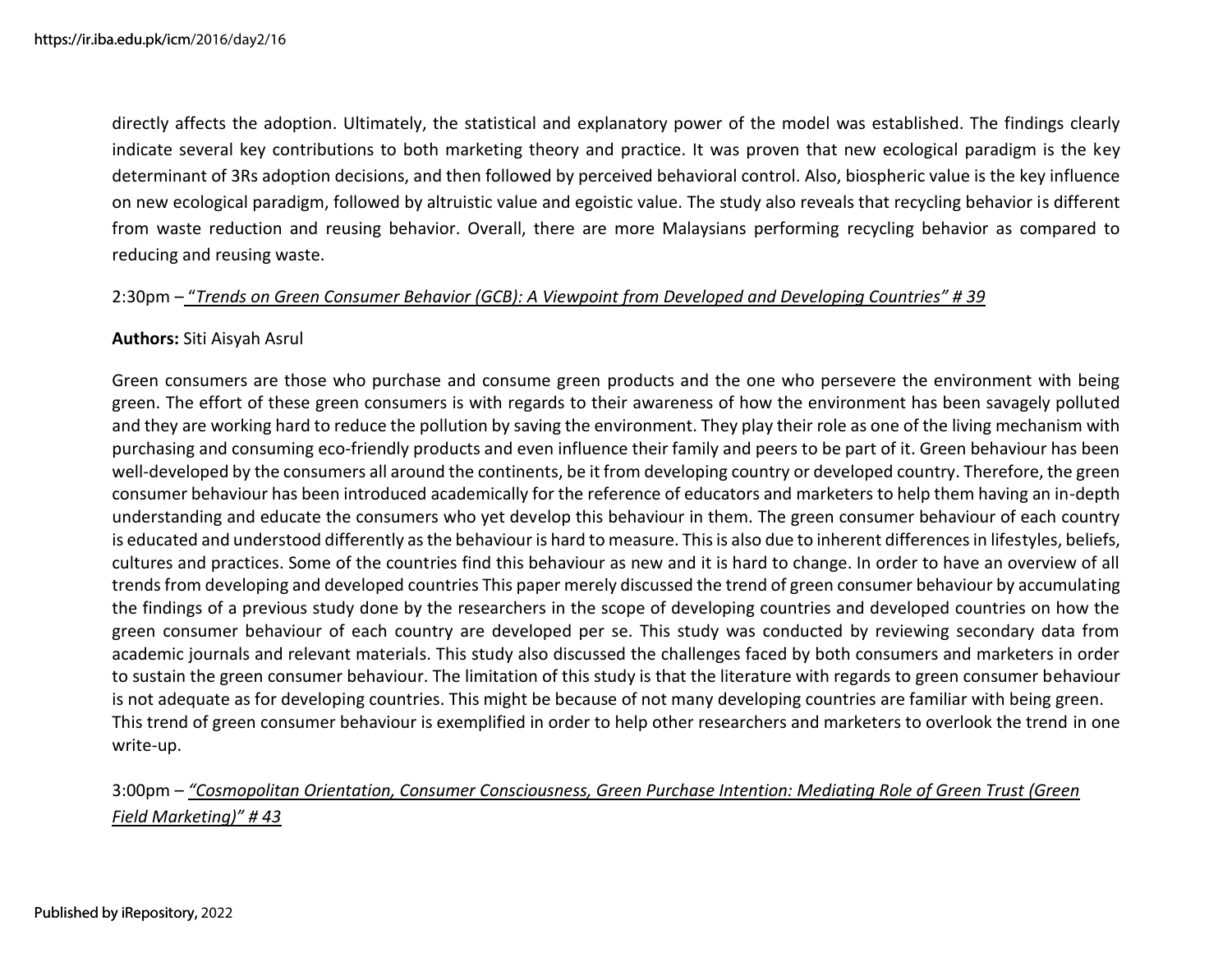directly affects the adoption. Ultimately, the statistical and explanatory power of the model was established. The findings clearly indicate several key contributions to both marketing theory and practice. It was proven that new ecological paradigm is the key determinant of 3Rs adoption decisions, and then followed by perceived behavioral control. Also, biospheric value is the key influence on new ecological paradigm, followed by altruistic value and egoistic value. The study also reveals that recycling behavior is different from waste reduction and reusing behavior. Overall, there are more Malaysians performing recycling behavior as compared to reducing and reusing waste.

2:30pm – "*Trends on Green Consumer Behavior (GCB): A Viewpoint from Developed and Developing Countries" # 39*

**Authors:** Siti Aisyah Asrul

Green consumers are those who purchase and consume green products and the one who persevere the environment with being green. The effort of these green consumers is with regards to their awareness of how the environment has been savagely polluted and they are working hard to reduce the pollution by saving the environment. They play their role as one of the living mechanism with purchasing and consuming eco-friendly products and even influence their family and peers to be part of it. Green behaviour has been well-developed by the consumers all around the continents, be it from developing country or developed country. Therefore, the green consumer behaviour has been introduced academically for the reference of educators and marketers to help them having an in-depth understanding and educate the consumers who yet develop this behaviour in them. The green consumer behaviour of each country is educated and understood differently as the behaviour is hard to measure. This is also due to inherent differences in lifestyles, beliefs, cultures and practices. Some of the countries find this behaviour as new and it is hard to change. In order to have an overview of all trends from developing and developed countries This paper merely discussed the trend of green consumer behaviour by accumulating the findings of a previous study done by the researchers in the scope of developing countries and developed countries on how the green consumer behaviour of each country are developed per se. This study was conducted by reviewing secondary data from academic journals and relevant materials. This study also discussed the challenges faced by both consumers and marketers in order to sustain the green consumer behaviour. The limitation of this study is that the literature with regards to green consumer behaviour is not adequate as for developing countries. This might be because of not many developing countries are familiar with being green.
This trend of green consumer behaviour is exemplified in order to help other researchers and marketers to overlook the trend in one write-up.

3:00pm – *"Cosmopolitan Orientation, Consumer Consciousness, Green Purchase Intention: Mediating Role of Green Trust (Green Field Marketing)" # 43*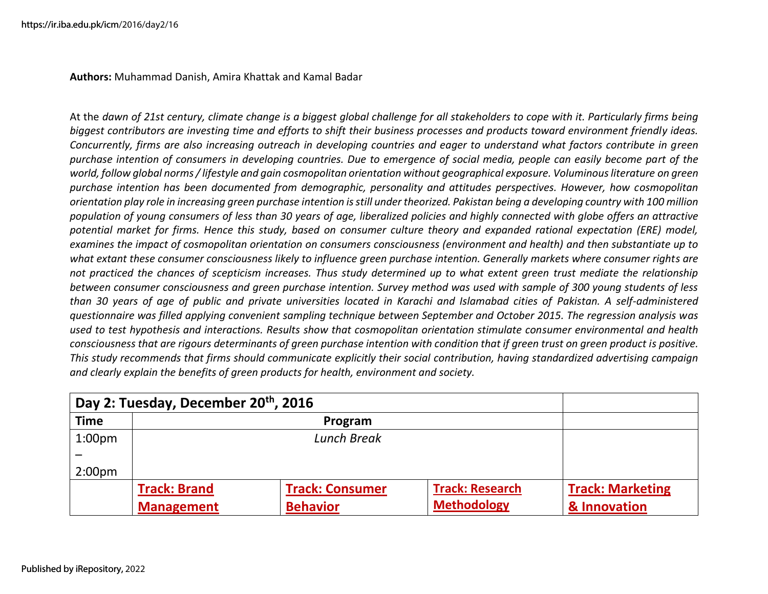**Authors:** Muhammad Danish, Amira Khattak and Kamal Badar

At the *dawn of 21st century, climate change is a biggest global challenge for all stakeholders to cope with it. Particularly firms being biggest contributors are investing time and efforts to shift their business processes and products toward environment friendly ideas. Concurrently, firms are also increasing outreach in developing countries and eager to understand what factors contribute in green purchase intention of consumers in developing countries. Due to emergence of social media, people can easily become part of the world, follow global norms / lifestyle and gain cosmopolitan orientation without geographical exposure. Voluminous literature on green purchase intention has been documented from demographic, personality and attitudes perspectives. However, how cosmopolitan orientation play role in increasing green purchase intention is still under theorized. Pakistan being a developing country with 100 million population of young consumers of less than 30 years of age, liberalized policies and highly connected with globe offers an attractive potential market for firms. Hence this study, based on consumer culture theory and expanded rational expectation (ERE) model, examines the impact of cosmopolitan orientation on consumers consciousness (environment and health) and then substantiate up to what extant these consumer consciousness likely to influence green purchase intention. Generally markets where consumer rights are not practiced the chances of scepticism increases. Thus study determined up to what extent green trust mediate the relationship between consumer consciousness and green purchase intention. Survey method was used with sample of 300 young students of less than 30 years of age of public and private universities located in Karachi and Islamabad cities of Pakistan. A self-administered questionnaire was filled applying convenient sampling technique between September and October 2015. The regression analysis was used to test hypothesis and interactions. Results show that cosmopolitan orientation stimulate consumer environmental and health consciousness that are rigours determinants of green purchase intention with condition that if green trust on green product is positive. This study recommends that firms should communicate explicitly their social contribution, having standardized advertising campaign and clearly explain the benefits of green products for health, environment and society.*

| **Day 2: Tuesday, December 20th, 2016** | | | | |
|---|---|---|---|---|
| **Time** | **Program** | | | |
| 1:00pm – 2:00pm | *Lunch Break* | | | |
| | **Track: Brand Management** | **Track: Consumer Behavior** | **Track: Research Methodology** | **Track: Marketing & Innovation** |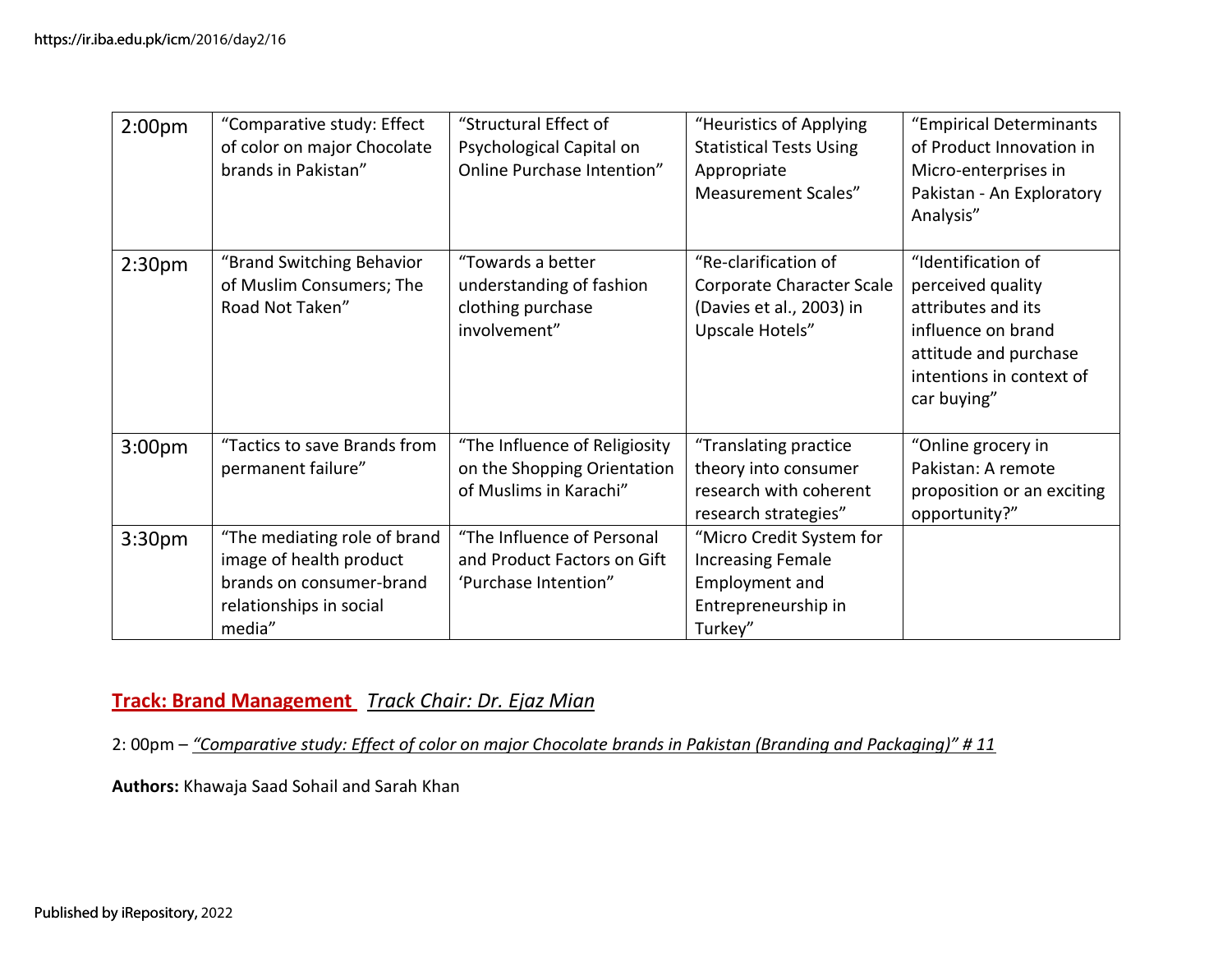| | | | | |
|---|---|---|---|---|
| 2:00pm | "Comparative study: Effect of color on major Chocolate brands in Pakistan" | "Structural Effect of Psychological Capital on Online Purchase Intention" | "Heuristics of Applying Statistical Tests Using Appropriate Measurement Scales" | "Empirical Determinants of Product Innovation in Micro-enterprises in Pakistan - An Exploratory Analysis" |
| 2:30pm | "Brand Switching Behavior of Muslim Consumers; The Road Not Taken" | "Towards a better understanding of fashion clothing purchase involvement" | "Re-clarification of Corporate Character Scale (Davies et al., 2003) in Upscale Hotels" | "Identification of perceived quality attributes and its influence on brand attitude and purchase intentions in context of car buying" |
| 3:00pm | "Tactics to save Brands from permanent failure" | "The Influence of Religiosity on the Shopping Orientation of Muslims in Karachi" | "Translating practice theory into consumer research with coherent research strategies" | "Online grocery in Pakistan: A remote proposition or an exciting opportunity?" |
| 3:30pm | "The mediating role of brand image of health product brands on consumer-brand relationships in social media" | "The Influence of Personal and Product Factors on Gift 'Purchase Intention" | "Micro Credit System for Increasing Female Employment and Entrepreneurship in Turkey" | |

**Track: Brand Management** *Track Chair: Dr. Ejaz Mian*

2: 00pm – *"Comparative study: Effect of color on major Chocolate brands in Pakistan (Branding and Packaging)" # 11*

**Authors:** Khawaja Saad Sohail and Sarah Khan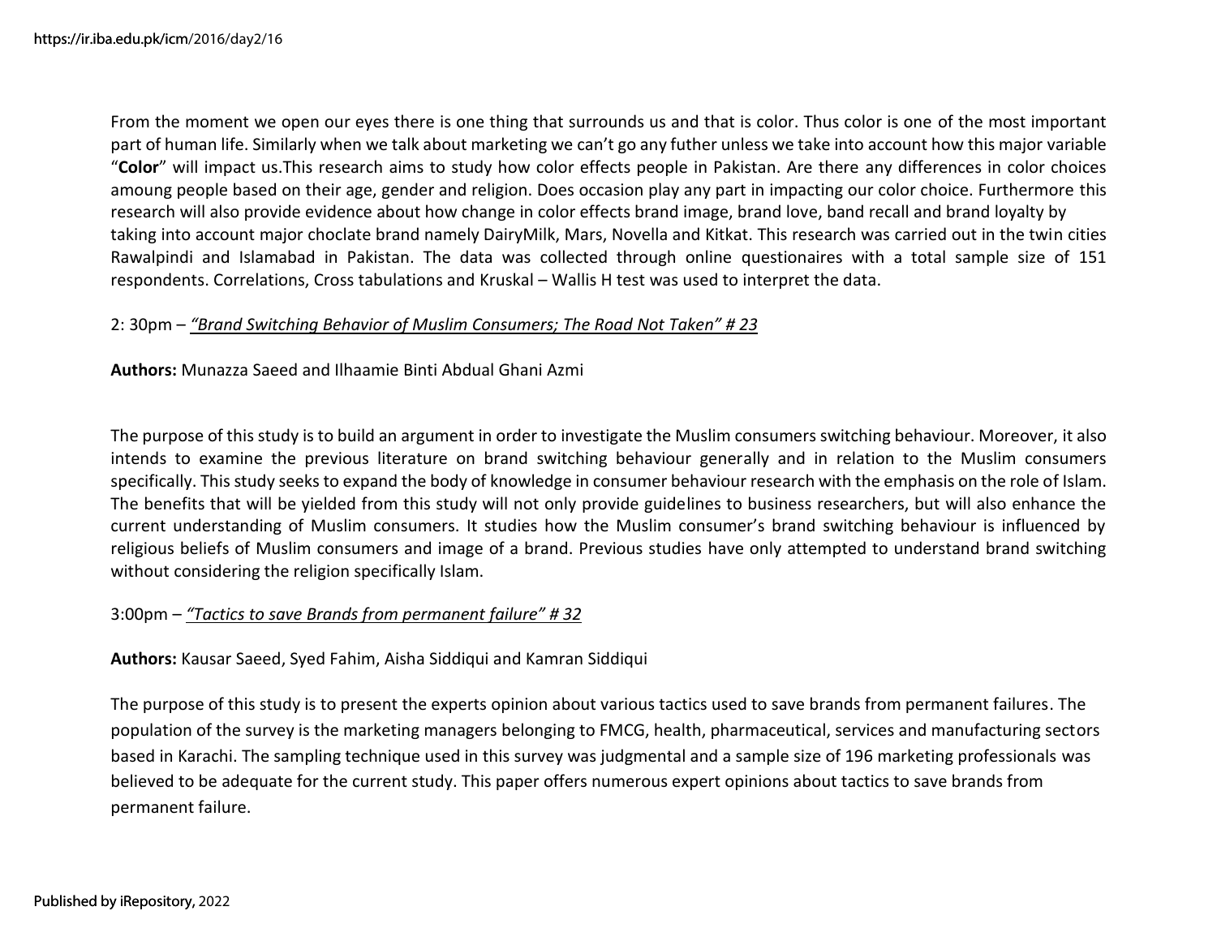From the moment we open our eyes there is one thing that surrounds us and that is color. Thus color is one of the most important part of human life. Similarly when we talk about marketing we can't go any futher unless we take into account how this major variable "**Color**" will impact us.This research aims to study how color effects people in Pakistan. Are there any differences in color choices amoung people based on their age, gender and religion. Does occasion play any part in impacting our color choice. Furthermore this research will also provide evidence about how change in color effects brand image, brand love, band recall and brand loyalty by taking into account major choclate brand namely DairyMilk, Mars, Novella and Kitkat. This research was carried out in the twin cities Rawalpindi and Islamabad in Pakistan. The data was collected through online questionaires with a total sample size of 151 respondents. Correlations, Cross tabulations and Kruskal – Wallis H test was used to interpret the data.

2: 30pm – *"Brand Switching Behavior of Muslim Consumers; The Road Not Taken" # 23*

**Authors:** Munazza Saeed and Ilhaamie Binti Abdual Ghani Azmi

The purpose of this study is to build an argument in order to investigate the Muslim consumers switching behaviour. Moreover, it also intends to examine the previous literature on brand switching behaviour generally and in relation to the Muslim consumers specifically. This study seeks to expand the body of knowledge in consumer behaviour research with the emphasis on the role of Islam. The benefits that will be yielded from this study will not only provide guidelines to business researchers, but will also enhance the current understanding of Muslim consumers. It studies how the Muslim consumer's brand switching behaviour is influenced by religious beliefs of Muslim consumers and image of a brand. Previous studies have only attempted to understand brand switching without considering the religion specifically Islam.

3:00pm – *"Tactics to save Brands from permanent failure" # 32*

**Authors:** Kausar Saeed, Syed Fahim, Aisha Siddiqui and Kamran Siddiqui

The purpose of this study is to present the experts opinion about various tactics used to save brands from permanent failures. The population of the survey is the marketing managers belonging to FMCG, health, pharmaceutical, services and manufacturing sectors based in Karachi. The sampling technique used in this survey was judgmental and a sample size of 196 marketing professionals was believed to be adequate for the current study. This paper offers numerous expert opinions about tactics to save brands from permanent failure.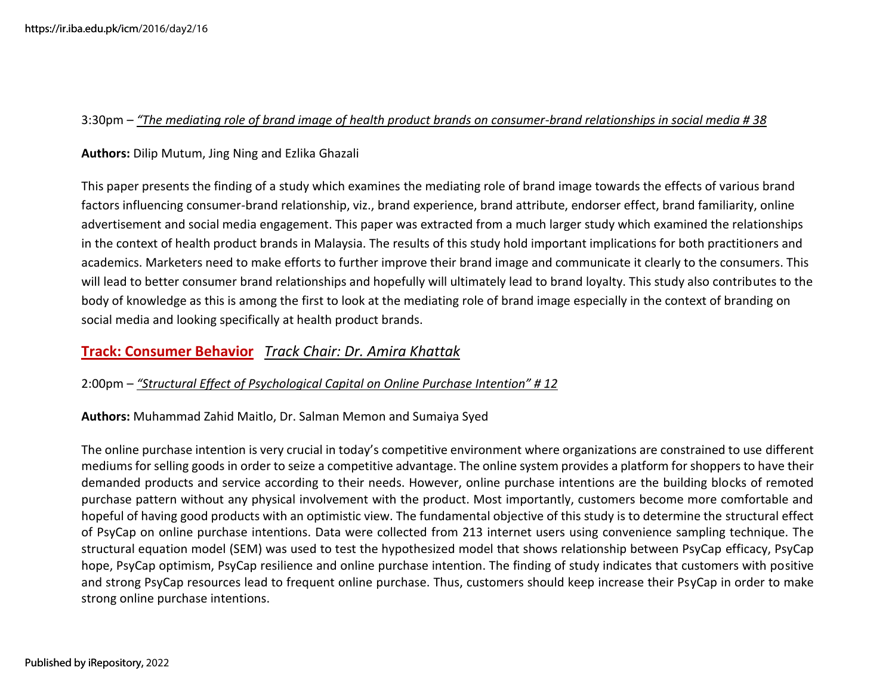3:30pm – *"The mediating role of brand image of health product brands on consumer-brand relationships in social media # 38*

**Authors:** Dilip Mutum, Jing Ning and Ezlika Ghazali

This paper presents the finding of a study which examines the mediating role of brand image towards the effects of various brand factors influencing consumer-brand relationship, viz., brand experience, brand attribute, endorser effect, brand familiarity, online advertisement and social media engagement. This paper was extracted from a much larger study which examined the relationships in the context of health product brands in Malaysia. The results of this study hold important implications for both practitioners and academics. Marketers need to make efforts to further improve their brand image and communicate it clearly to the consumers. This will lead to better consumer brand relationships and hopefully will ultimately lead to brand loyalty. This study also contributes to the body of knowledge as this is among the first to look at the mediating role of brand image especially in the context of branding on social media and looking specifically at health product brands.

## Track: Consumer Behavior *Track Chair: Dr. Amira Khattak*

2:00pm – *"Structural Effect of Psychological Capital on Online Purchase Intention" # 12*

**Authors:** Muhammad Zahid Maitlo, Dr. Salman Memon and Sumaiya Syed

The online purchase intention is very crucial in today's competitive environment where organizations are constrained to use different mediums for selling goods in order to seize a competitive advantage. The online system provides a platform for shoppers to have their demanded products and service according to their needs. However, online purchase intentions are the building blocks of remoted purchase pattern without any physical involvement with the product. Most importantly, customers become more comfortable and hopeful of having good products with an optimistic view. The fundamental objective of this study is to determine the structural effect of PsyCap on online purchase intentions. Data were collected from 213 internet users using convenience sampling technique. The structural equation model (SEM) was used to test the hypothesized model that shows relationship between PsyCap efficacy, PsyCap hope, PsyCap optimism, PsyCap resilience and online purchase intention. The finding of study indicates that customers with positive and strong PsyCap resources lead to frequent online purchase. Thus, customers should keep increase their PsyCap in order to make strong online purchase intentions.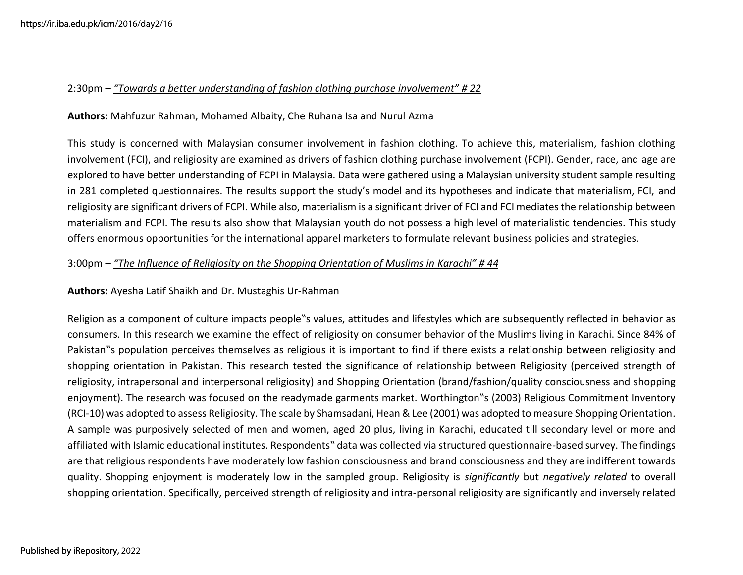2:30pm – ***"Towards a better understanding of fashion clothing purchase involvement" # 22***

**Authors:** Mahfuzur Rahman, Mohamed Albaity, Che Ruhana Isa and Nurul Azma

This study is concerned with Malaysian consumer involvement in fashion clothing. To achieve this, materialism, fashion clothing involvement (FCI), and religiosity are examined as drivers of fashion clothing purchase involvement (FCPI). Gender, race, and age are explored to have better understanding of FCPI in Malaysia. Data were gathered using a Malaysian university student sample resulting in 281 completed questionnaires. The results support the study's model and its hypotheses and indicate that materialism, FCI, and religiosity are significant drivers of FCPI. While also, materialism is a significant driver of FCI and FCI mediates the relationship between materialism and FCPI. The results also show that Malaysian youth do not possess a high level of materialistic tendencies. This study offers enormous opportunities for the international apparel marketers to formulate relevant business policies and strategies.

3:00pm – ***"The Influence of Religiosity on the Shopping Orientation of Muslims in Karachi" # 44***

**Authors:** Ayesha Latif Shaikh and Dr. Mustaghis Ur-Rahman

Religion as a component of culture impacts people‟s values, attitudes and lifestyles which are subsequently reflected in behavior as consumers. In this research we examine the effect of religiosity on consumer behavior of the Muslims living in Karachi. Since 84% of Pakistan‟s population perceives themselves as religious it is important to find if there exists a relationship between religiosity and shopping orientation in Pakistan. This research tested the significance of relationship between Religiosity (perceived strength of religiosity, intrapersonal and interpersonal religiosity) and Shopping Orientation (brand/fashion/quality consciousness and shopping enjoyment). The research was focused on the readymade garments market. Worthington‟s (2003) Religious Commitment Inventory (RCI-10) was adopted to assess Religiosity. The scale by Shamsadani, Hean & Lee (2001) was adopted to measure Shopping Orientation. A sample was purposively selected of men and women, aged 20 plus, living in Karachi, educated till secondary level or more and affiliated with Islamic educational institutes. Respondents‟ data was collected via structured questionnaire-based survey. The findings are that religious respondents have moderately low fashion consciousness and brand consciousness and they are indifferent towards quality. Shopping enjoyment is moderately low in the sampled group. Religiosity is *significantly* but *negatively related* to overall shopping orientation. Specifically, perceived strength of religiosity and intra-personal religiosity are significantly and inversely related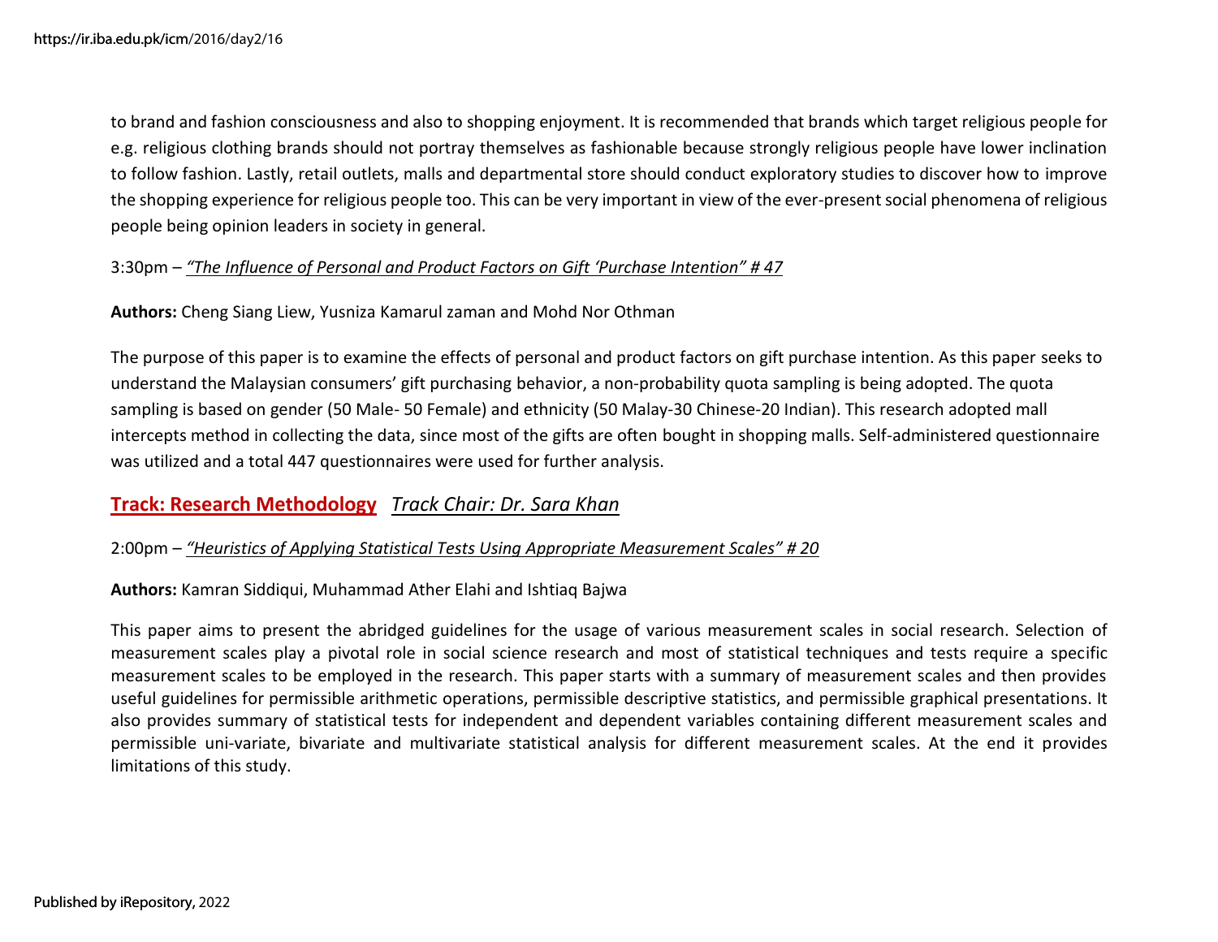to brand and fashion consciousness and also to shopping enjoyment. It is recommended that brands which target religious people for e.g. religious clothing brands should not portray themselves as fashionable because strongly religious people have lower inclination to follow fashion. Lastly, retail outlets, malls and departmental store should conduct exploratory studies to discover how to improve the shopping experience for religious people too. This can be very important in view of the ever-present social phenomena of religious people being opinion leaders in society in general.

3:30pm – *"The Influence of Personal and Product Factors on Gift 'Purchase Intention" # 47*

**Authors:** Cheng Siang Liew, Yusniza Kamarul zaman and Mohd Nor Othman

The purpose of this paper is to examine the effects of personal and product factors on gift purchase intention. As this paper seeks to understand the Malaysian consumers' gift purchasing behavior, a non-probability quota sampling is being adopted. The quota sampling is based on gender (50 Male- 50 Female) and ethnicity (50 Malay-30 Chinese-20 Indian). This research adopted mall intercepts method in collecting the data, since most of the gifts are often bought in shopping malls. Self-administered questionnaire was utilized and a total 447 questionnaires were used for further analysis.

## Track: Research Methodology *Track Chair: Dr. Sara Khan*

2:00pm – *"Heuristics of Applying Statistical Tests Using Appropriate Measurement Scales" # 20*

**Authors:** Kamran Siddiqui, Muhammad Ather Elahi and Ishtiaq Bajwa

This paper aims to present the abridged guidelines for the usage of various measurement scales in social research. Selection of measurement scales play a pivotal role in social science research and most of statistical techniques and tests require a specific measurement scales to be employed in the research. This paper starts with a summary of measurement scales and then provides useful guidelines for permissible arithmetic operations, permissible descriptive statistics, and permissible graphical presentations. It also provides summary of statistical tests for independent and dependent variables containing different measurement scales and permissible uni-variate, bivariate and multivariate statistical analysis for different measurement scales. At the end it provides limitations of this study.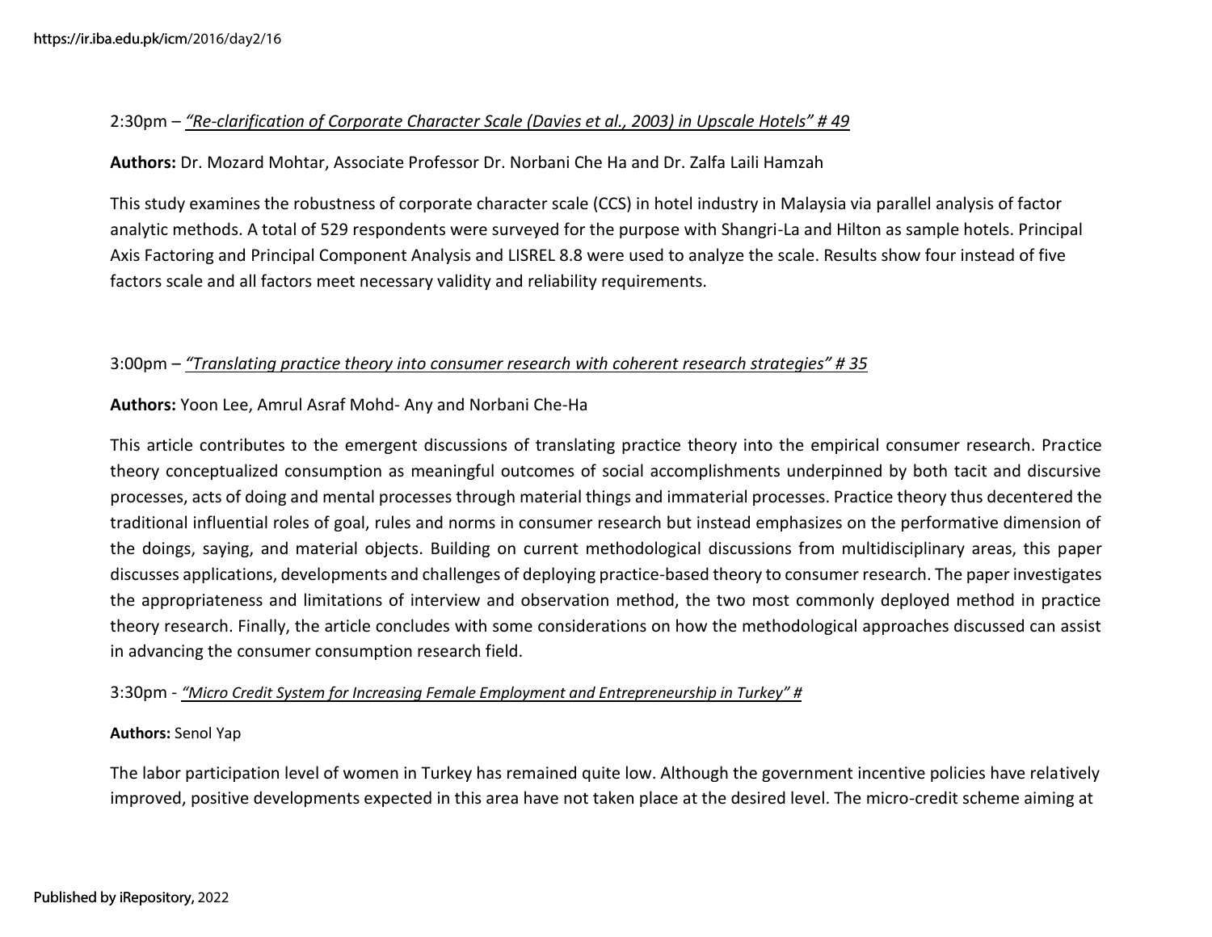2:30pm – *“Re-clarification of Corporate Character Scale (Davies et al., 2003) in Upscale Hotels” # 49*

**Authors:** Dr. Mozard Mohtar, Associate Professor Dr. Norbani Che Ha and Dr. Zalfa Laili Hamzah

This study examines the robustness of corporate character scale (CCS) in hotel industry in Malaysia via parallel analysis of factor analytic methods. A total of 529 respondents were surveyed for the purpose with Shangri-La and Hilton as sample hotels. Principal Axis Factoring and Principal Component Analysis and LISREL 8.8 were used to analyze the scale. Results show four instead of five factors scale and all factors meet necessary validity and reliability requirements.

3:00pm – *“Translating practice theory into consumer research with coherent research strategies” # 35*

**Authors:** Yoon Lee, Amrul Asraf Mohd- Any and Norbani Che-Ha

This article contributes to the emergent discussions of translating practice theory into the empirical consumer research. Practice theory conceptualized consumption as meaningful outcomes of social accomplishments underpinned by both tacit and discursive processes, acts of doing and mental processes through material things and immaterial processes. Practice theory thus decentered the traditional influential roles of goal, rules and norms in consumer research but instead emphasizes on the performative dimension of the doings, saying, and material objects. Building on current methodological discussions from multidisciplinary areas, this paper discusses applications, developments and challenges of deploying practice-based theory to consumer research. The paper investigates the appropriateness and limitations of interview and observation method, the two most commonly deployed method in practice theory research. Finally, the article concludes with some considerations on how the methodological approaches discussed can assist in advancing the consumer consumption research field.

3:30pm - *“Micro Credit System for Increasing Female Employment and Entrepreneurship in Turkey” #*

**Authors:** Senol Yap

The labor participation level of women in Turkey has remained quite low. Although the government incentive policies have relatively improved, positive developments expected in this area have not taken place at the desired level. The micro-credit scheme aiming at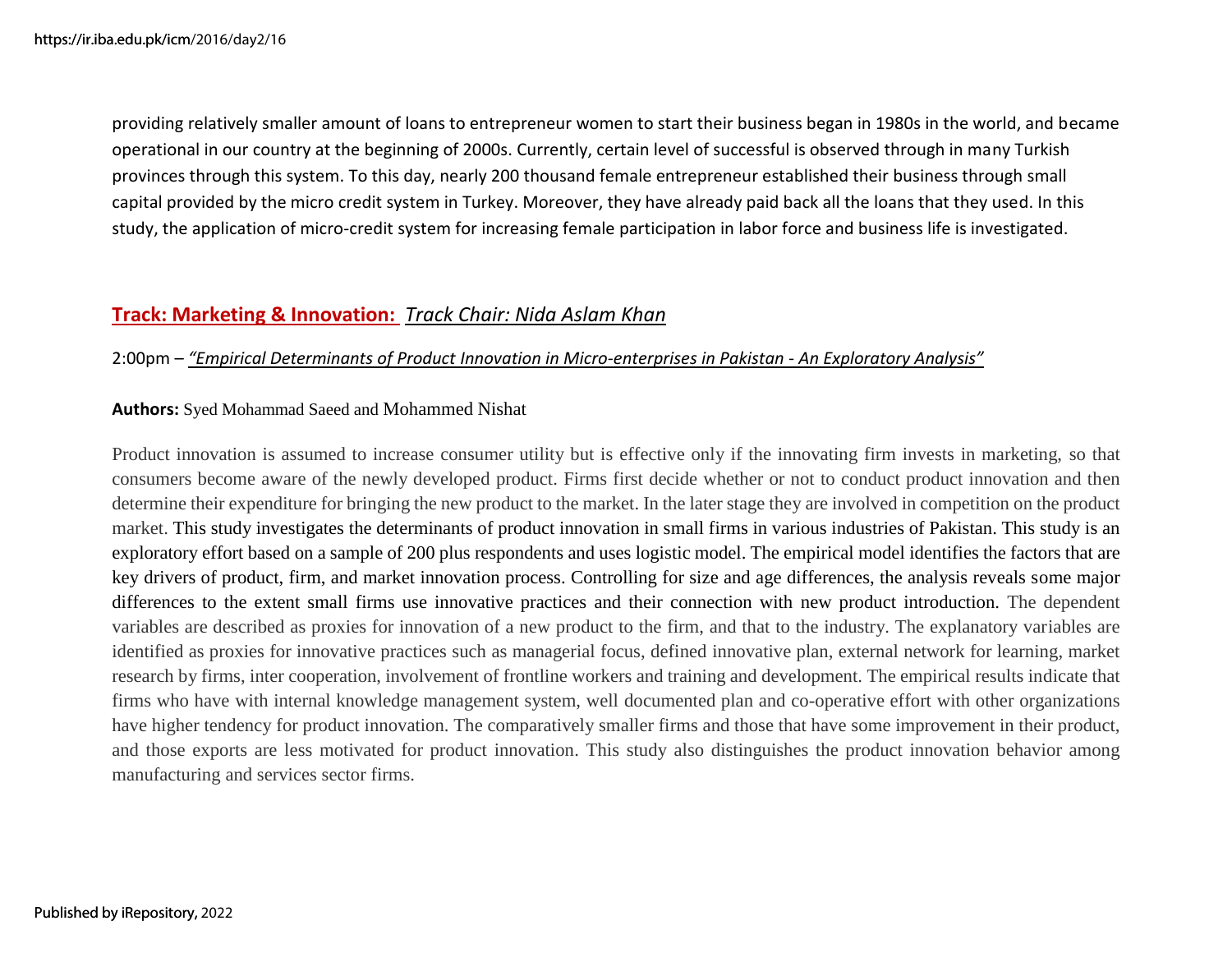providing relatively smaller amount of loans to entrepreneur women to start their business began in 1980s in the world, and became operational in our country at the beginning of 2000s. Currently, certain level of successful is observed through in many Turkish provinces through this system. To this day, nearly 200 thousand female entrepreneur established their business through small capital provided by the micro credit system in Turkey. Moreover, they have already paid back all the loans that they used. In this study, the application of micro-credit system for increasing female participation in labor force and business life is investigated.

## Track: Marketing & Innovation: *Track Chair: Nida Aslam Khan*

2:00pm – *"Empirical Determinants of Product Innovation in Micro-enterprises in Pakistan - An Exploratory Analysis"*

**Authors:** Syed Mohammad Saeed and Mohammed Nishat

Product innovation is assumed to increase consumer utility but is effective only if the innovating firm invests in marketing, so that consumers become aware of the newly developed product. Firms first decide whether or not to conduct product innovation and then determine their expenditure for bringing the new product to the market. In the later stage they are involved in competition on the product market. This study investigates the determinants of product innovation in small firms in various industries of Pakistan. This study is an exploratory effort based on a sample of 200 plus respondents and uses logistic model. The empirical model identifies the factors that are key drivers of product, firm, and market innovation process. Controlling for size and age differences, the analysis reveals some major differences to the extent small firms use innovative practices and their connection with new product introduction. The dependent variables are described as proxies for innovation of a new product to the firm, and that to the industry. The explanatory variables are identified as proxies for innovative practices such as managerial focus, defined innovative plan, external network for learning, market research by firms, inter cooperation, involvement of frontline workers and training and development. The empirical results indicate that firms who have with internal knowledge management system, well documented plan and co-operative effort with other organizations have higher tendency for product innovation. The comparatively smaller firms and those that have some improvement in their product, and those exports are less motivated for product innovation. This study also distinguishes the product innovation behavior among manufacturing and services sector firms.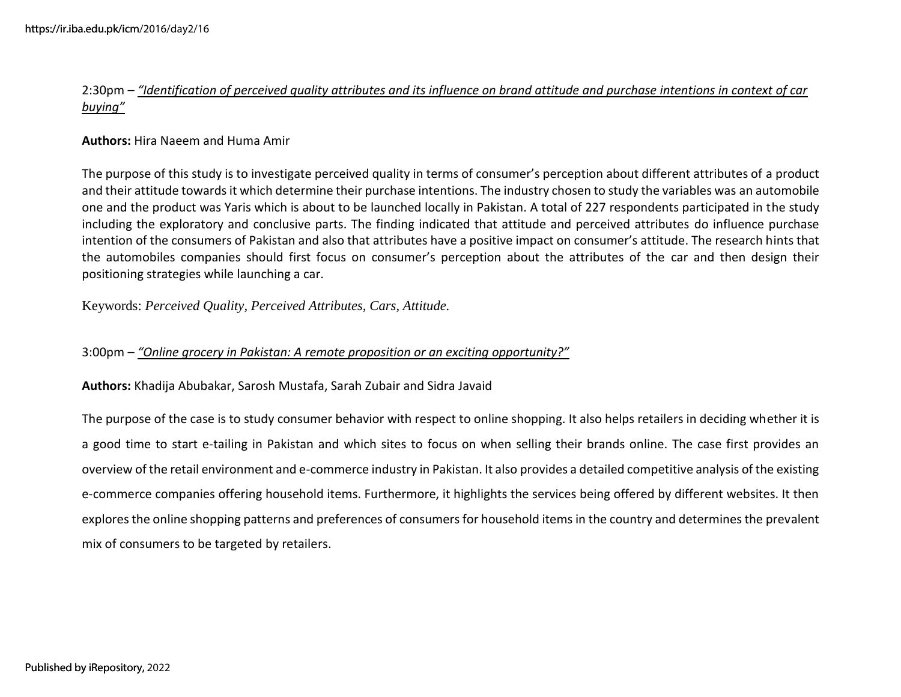2:30pm – *"Identification of perceived quality attributes and its influence on brand attitude and purchase intentions in context of car buying"*

**Authors:** Hira Naeem and Huma Amir

The purpose of this study is to investigate perceived quality in terms of consumer's perception about different attributes of a product and their attitude towards it which determine their purchase intentions. The industry chosen to study the variables was an automobile one and the product was Yaris which is about to be launched locally in Pakistan. A total of 227 respondents participated in the study including the exploratory and conclusive parts. The finding indicated that attitude and perceived attributes do influence purchase intention of the consumers of Pakistan and also that attributes have a positive impact on consumer's attitude. The research hints that the automobiles companies should first focus on consumer's perception about the attributes of the car and then design their positioning strategies while launching a car.

Keywords: *Perceived Quality, Perceived Attributes, Cars, Attitude.*

3:00pm – *"Online grocery in Pakistan: A remote proposition or an exciting opportunity?"*

**Authors:** Khadija Abubakar, Sarosh Mustafa, Sarah Zubair and Sidra Javaid

The purpose of the case is to study consumer behavior with respect to online shopping. It also helps retailers in deciding whether it is a good time to start e-tailing in Pakistan and which sites to focus on when selling their brands online. The case first provides an overview of the retail environment and e-commerce industry in Pakistan. It also provides a detailed competitive analysis of the existing e-commerce companies offering household items. Furthermore, it highlights the services being offered by different websites. It then explores the online shopping patterns and preferences of consumers for household items in the country and determines the prevalent mix of consumers to be targeted by retailers.